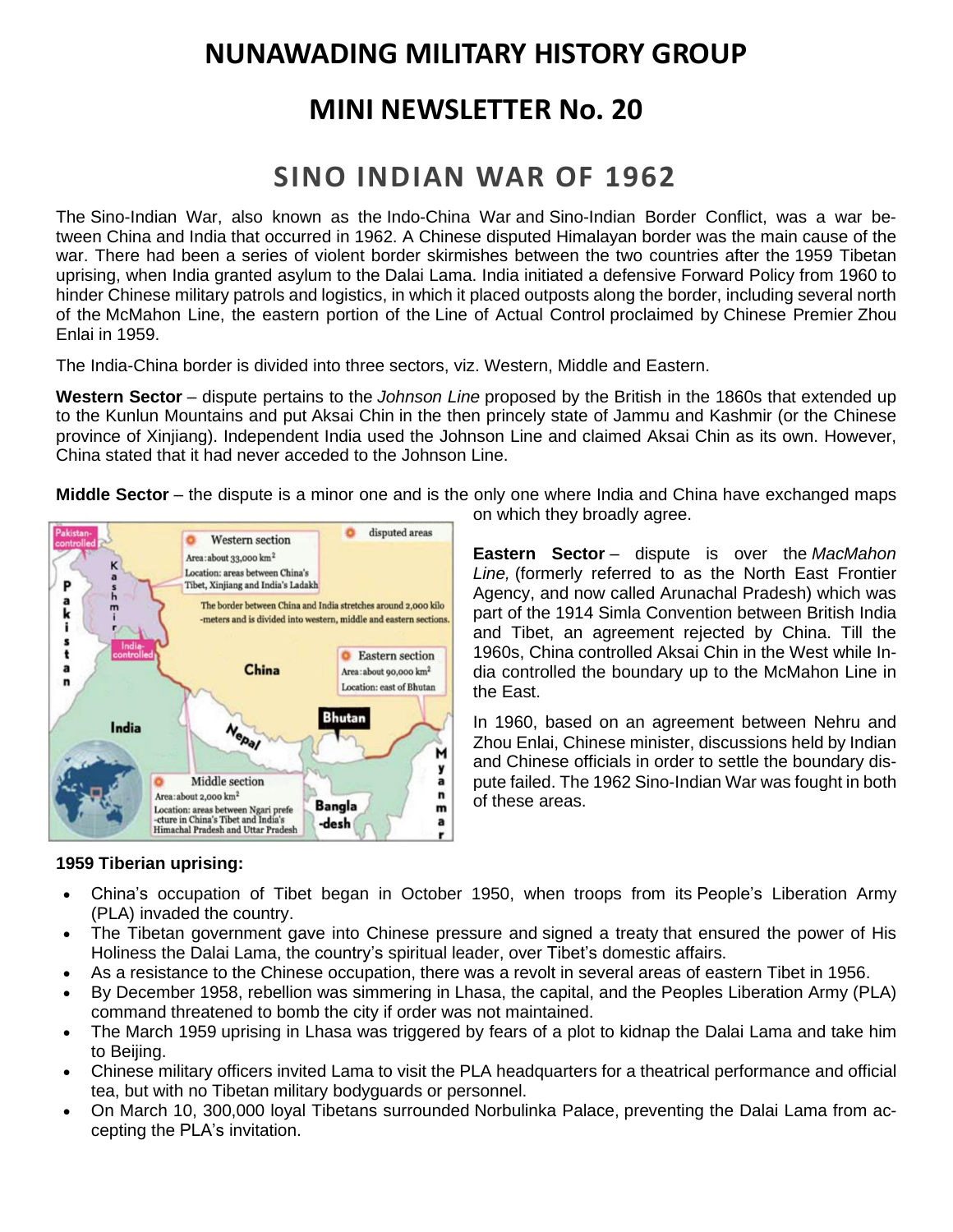# NUNAWADING MILITARY HISTORY GROUP

## MINI NEWSLETTER No. 20

## SINO INDIAN WAR OF 1962

The Sino-Indian War, also known as the Indo-China War and Sino-Indian Border Conflict, was a war between China and India that occurred in 1962. A Chinese disputed Himalayan border was the main cause of the war. There had been a series of violent border skirmishes between the two countries after the 1959 Tibetan uprising, when India granted asylum to the Dalai Lama. India initiated a defensive Forward Policy from 1960 to hinder Chinese military patrols and logistics, in which it placed outposts along the border, including several north of the McMahon Line, the eastern portion of the Line of Actual Control proclaimed by Chinese Premier Zhou Enlai in 1959.

The India-China border is divided into three sectors, viz. Western, Middle and Eastern.

**Western Sector** – dispute pertains to the *Johnson Line* proposed by the British in the 1860s that extended up to the Kunlun Mountains and put Aksai Chin in the then princely state of Jammu and Kashmir (or the Chinese province of Xinjiang). Independent India used the Johnson Line and claimed Aksai Chin as its own. However, China stated that it had never acceded to the Johnson Line.

**Middle Sector** – the dispute is a minor one and is the only one where India and China have exchanged maps on which they broadly agree.

**Eastern Sector** – dispute is over the *MacMahon Line,* (formerly referred to as the North East Frontier Agency, and now called Arunachal Pradesh) which was part of the 1914 Simla Convention between British India and Tibet, an agreement rejected by China. Till the 1960s, China controlled Aksai Chin in the West while India controlled the boundary up to the McMahon Line in the East.

In 1960, based on an agreement between Nehru and Zhou Enlai, Chinese minister, discussions held by Indian and Chinese officials in order to settle the boundary dispute failed. The 1962 Sino-Indian War was fought in both of these areas.

**1959 Tiberian uprising:**

- China's occupation of Tibet began in October 1950, when troops from its People's Liberation Army (PLA) invaded the country.
- The Tibetan government gave into Chinese pressure and signed a treaty that ensured the power of His Holiness the Dalai Lama, the country's spiritual leader, over Tibet's domestic affairs.
- As a resistance to the Chinese occupation, there was a revolt in several areas of eastern Tibet in 1956.
- By December 1958, rebellion was simmering in Lhasa, the capital, and the Peoples Liberation Army (PLA) command threatened to bomb the city if order was not maintained.
- The March 1959 uprising in Lhasa was triggered by fears of a plot to kidnap the Dalai Lama and take him to Beijing.
- Chinese military officers invited Lama to visit the PLA headquarters for a theatrical performance and official tea, but with no Tibetan military bodyguards or personnel.
- On March 10, 300,000 loyal Tibetans surrounded Norbulinka Palace, preventing the Dalai Lama from accepting the PLA's invitation.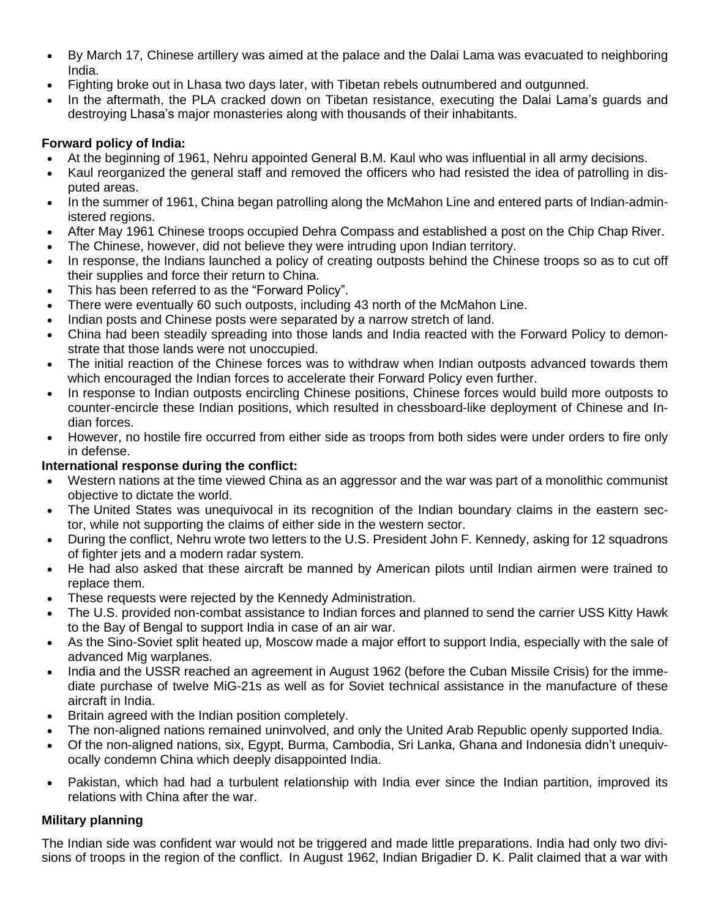- By March 17, Chinese artillery was aimed at the palace and the Dalai Lama was evacuated to neighboring India.
- Fighting broke out in Lhasa two days later, with Tibetan rebels outnumbered and outgunned.
- In the aftermath, the PLA cracked down on Tibetan resistance, executing the Dalai Lama's guards and destroying Lhasa's major monasteries along with thousands of their inhabitants.

**Forward policy of India:**

- At the beginning of 1961, Nehru appointed General B.M. Kaul who was influential in all army decisions.
- Kaul reorganized the general staff and removed the officers who had resisted the idea of patrolling in disputed areas.
- In the summer of 1961, China began patrolling along the McMahon Line and entered parts of Indian-administered regions.
- After May 1961 Chinese troops occupied Dehra Compass and established a post on the Chip Chap River.
- The Chinese, however, did not believe they were intruding upon Indian territory.
- In response, the Indians launched a policy of creating outposts behind the Chinese troops so as to cut off their supplies and force their return to China.
- This has been referred to as the "Forward Policy".
- There were eventually 60 such outposts, including 43 north of the McMahon Line.
- Indian posts and Chinese posts were separated by a narrow stretch of land.
- China had been steadily spreading into those lands and India reacted with the Forward Policy to demonstrate that those lands were not unoccupied.
- The initial reaction of the Chinese forces was to withdraw when Indian outposts advanced towards them which encouraged the Indian forces to accelerate their Forward Policy even further.
- In response to Indian outposts encircling Chinese positions, Chinese forces would build more outposts to counter-encircle these Indian positions, which resulted in chessboard-like deployment of Chinese and Indian forces.
- However, no hostile fire occurred from either side as troops from both sides were under orders to fire only in defense.

**International response during the conflict:**

- Western nations at the time viewed China as an aggressor and the war was part of a monolithic communist objective to dictate the world.
- The United States was unequivocal in its recognition of the Indian boundary claims in the eastern sector, while not supporting the claims of either side in the western sector.
- During the conflict, Nehru wrote two letters to the U.S. President John F. Kennedy, asking for 12 squadrons of fighter jets and a modern radar system.
- He had also asked that these aircraft be manned by American pilots until Indian airmen were trained to replace them.
- These requests were rejected by the Kennedy Administration.
- The U.S. provided non-combat assistance to Indian forces and planned to send the carrier USS Kitty Hawk to the Bay of Bengal to support India in case of an air war.
- As the Sino-Soviet split heated up, Moscow made a major effort to support India, especially with the sale of advanced Mig warplanes.
- India and the USSR reached an agreement in August 1962 (before the Cuban Missile Crisis) for the immediate purchase of twelve MiG-21s as well as for Soviet technical assistance in the manufacture of these aircraft in India.
- Britain agreed with the Indian position completely.
- The non-aligned nations remained uninvolved, and only the United Arab Republic openly supported India.
- Of the non-aligned nations, six, Egypt, Burma, Cambodia, Sri Lanka, Ghana and Indonesia didn't unequivocally condemn China which deeply disappointed India.
- Pakistan, which had had a turbulent relationship with India ever since the Indian partition, improved its relations with China after the war.

**Military planning**

The Indian side was confident war would not be triggered and made little preparations. India had only two divisions of troops in the region of the conflict. In August 1962, Indian Brigadier D. K. Palit claimed that a war with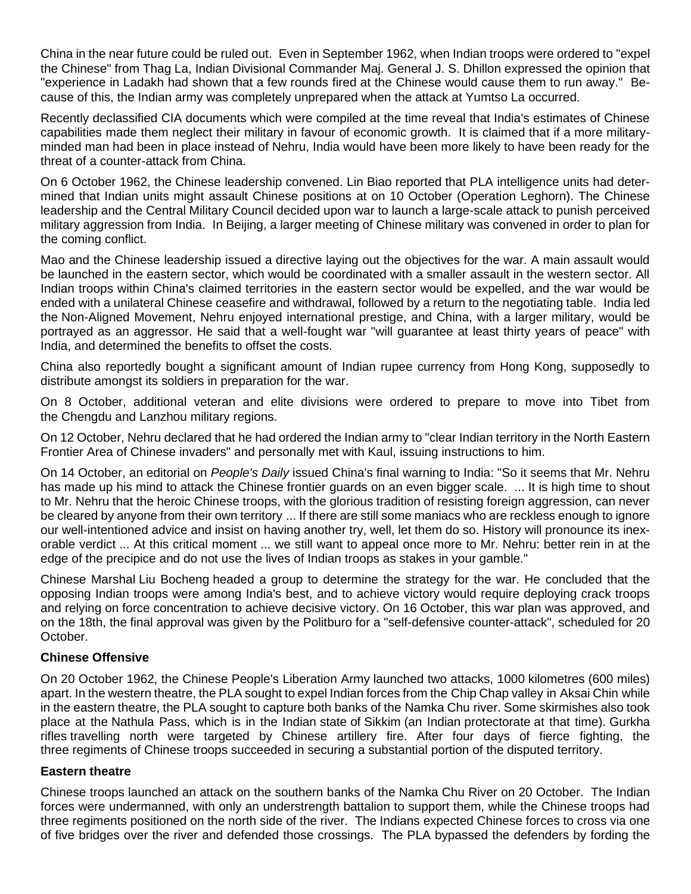China in the near future could be ruled out. Even in September 1962, when Indian troops were ordered to "expel the Chinese" from Thag La, Indian Divisional Commander Maj. General J. S. Dhillon expressed the opinion that "experience in Ladakh had shown that a few rounds fired at the Chinese would cause them to run away." Because of this, the Indian army was completely unprepared when the attack at Yumtso La occurred.

Recently declassified CIA documents which were compiled at the time reveal that India's estimates of Chinese capabilities made them neglect their military in favour of economic growth. It is claimed that if a more military-minded man had been in place instead of Nehru, India would have been more likely to have been ready for the threat of a counter-attack from China.

On 6 October 1962, the Chinese leadership convened. Lin Biao reported that PLA intelligence units had determined that Indian units might assault Chinese positions at on 10 October (Operation Leghorn). The Chinese leadership and the Central Military Council decided upon war to launch a large-scale attack to punish perceived military aggression from India. In Beijing, a larger meeting of Chinese military was convened in order to plan for the coming conflict.

Mao and the Chinese leadership issued a directive laying out the objectives for the war. A main assault would be launched in the eastern sector, which would be coordinated with a smaller assault in the western sector. All Indian troops within China's claimed territories in the eastern sector would be expelled, and the war would be ended with a unilateral Chinese ceasefire and withdrawal, followed by a return to the negotiating table. India led the Non-Aligned Movement, Nehru enjoyed international prestige, and China, with a larger military, would be portrayed as an aggressor. He said that a well-fought war "will guarantee at least thirty years of peace" with India, and determined the benefits to offset the costs.

China also reportedly bought a significant amount of Indian rupee currency from Hong Kong, supposedly to distribute amongst its soldiers in preparation for the war.

On 8 October, additional veteran and elite divisions were ordered to prepare to move into Tibet from the Chengdu and Lanzhou military regions.

On 12 October, Nehru declared that he had ordered the Indian army to "clear Indian territory in the North Eastern Frontier Area of Chinese invaders" and personally met with Kaul, issuing instructions to him.

On 14 October, an editorial on *People's Daily* issued China's final warning to India: "So it seems that Mr. Nehru has made up his mind to attack the Chinese frontier guards on an even bigger scale. ... It is high time to shout to Mr. Nehru that the heroic Chinese troops, with the glorious tradition of resisting foreign aggression, can never be cleared by anyone from their own territory ... If there are still some maniacs who are reckless enough to ignore our well-intentioned advice and insist on having another try, well, let them do so. History will pronounce its inexorable verdict ... At this critical moment ... we still want to appeal once more to Mr. Nehru: better rein in at the edge of the precipice and do not use the lives of Indian troops as stakes in your gamble."

Chinese Marshal Liu Bocheng headed a group to determine the strategy for the war. He concluded that the opposing Indian troops were among India's best, and to achieve victory would require deploying crack troops and relying on force concentration to achieve decisive victory. On 16 October, this war plan was approved, and on the 18th, the final approval was given by the Politburo for a "self-defensive counter-attack", scheduled for 20 October.

### Chinese Offensive

On 20 October 1962, the Chinese People's Liberation Army launched two attacks, 1000 kilometres (600 miles) apart. In the western theatre, the PLA sought to expel Indian forces from the Chip Chap valley in Aksai Chin while in the eastern theatre, the PLA sought to capture both banks of the Namka Chu river. Some skirmishes also took place at the Nathula Pass, which is in the Indian state of Sikkim (an Indian protectorate at that time). Gurkha rifles travelling north were targeted by Chinese artillery fire. After four days of fierce fighting, the three regiments of Chinese troops succeeded in securing a substantial portion of the disputed territory.

### Eastern theatre

Chinese troops launched an attack on the southern banks of the Namka Chu River on 20 October. The Indian forces were undermanned, with only an understrength battalion to support them, while the Chinese troops had three regiments positioned on the north side of the river. The Indians expected Chinese forces to cross via one of five bridges over the river and defended those crossings. The PLA bypassed the defenders by fording the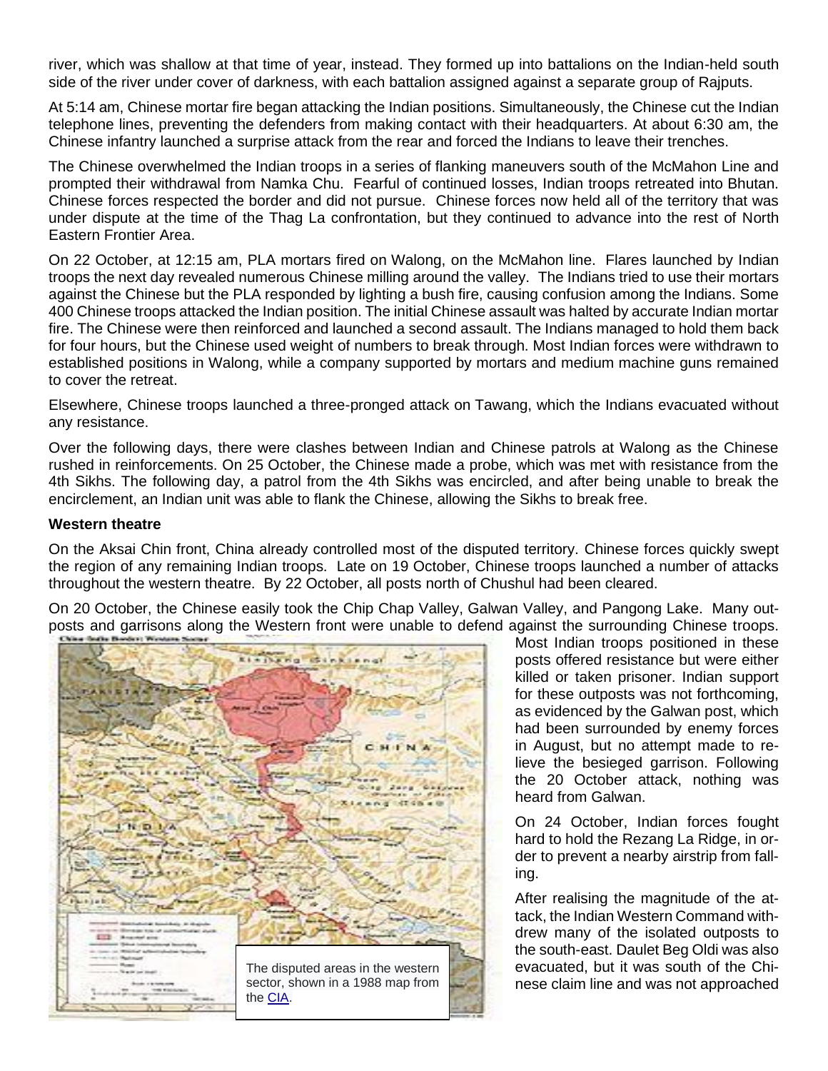river, which was shallow at that time of year, instead. They formed up into battalions on the Indian-held south side of the river under cover of darkness, with each battalion assigned against a separate group of Rajputs.

At 5:14 am, Chinese mortar fire began attacking the Indian positions. Simultaneously, the Chinese cut the Indian telephone lines, preventing the defenders from making contact with their headquarters. At about 6:30 am, the Chinese infantry launched a surprise attack from the rear and forced the Indians to leave their trenches.

The Chinese overwhelmed the Indian troops in a series of flanking maneuvers south of the McMahon Line and prompted their withdrawal from Namka Chu. Fearful of continued losses, Indian troops retreated into Bhutan. Chinese forces respected the border and did not pursue. Chinese forces now held all of the territory that was under dispute at the time of the Thag La confrontation, but they continued to advance into the rest of North Eastern Frontier Area.

On 22 October, at 12:15 am, PLA mortars fired on Walong, on the McMahon line. Flares launched by Indian troops the next day revealed numerous Chinese milling around the valley. The Indians tried to use their mortars against the Chinese but the PLA responded by lighting a bush fire, causing confusion among the Indians. Some 400 Chinese troops attacked the Indian position. The initial Chinese assault was halted by accurate Indian mortar fire. The Chinese were then reinforced and launched a second assault. The Indians managed to hold them back for four hours, but the Chinese used weight of numbers to break through. Most Indian forces were withdrawn to established positions in Walong, while a company supported by mortars and medium machine guns remained to cover the retreat.

Elsewhere, Chinese troops launched a three-pronged attack on Tawang, which the Indians evacuated without any resistance.

Over the following days, there were clashes between Indian and Chinese patrols at Walong as the Chinese rushed in reinforcements. On 25 October, the Chinese made a probe, which was met with resistance from the 4th Sikhs. The following day, a patrol from the 4th Sikhs was encircled, and after being unable to break the encirclement, an Indian unit was able to flank the Chinese, allowing the Sikhs to break free.

**Western theatre**

On the Aksai Chin front, China already controlled most of the disputed territory. Chinese forces quickly swept the region of any remaining Indian troops. Late on 19 October, Chinese troops launched a number of attacks throughout the western theatre. By 22 October, all posts north of Chushul had been cleared.

On 20 October, the Chinese easily took the Chip Chap Valley, Galwan Valley, and Pangong Lake. Many outposts and garrisons along the Western front were unable to defend against the surrounding Chinese troops. Most Indian troops positioned in these posts offered resistance but were either killed or taken prisoner. Indian support for these outposts was not forthcoming, as evidenced by the Galwan post, which had been surrounded by enemy forces in August, but no attempt made to relieve the besieged garrison. Following the 20 October attack, nothing was heard from Galwan.

The disputed areas in the western sector, shown in a 1988 map from the CIA.

On 24 October, Indian forces fought hard to hold the Rezang La Ridge, in order to prevent a nearby airstrip from falling.

After realising the magnitude of the attack, the Indian Western Command withdrew many of the isolated outposts to the south-east. Daulet Beg Oldi was also evacuated, but it was south of the Chinese claim line and was not approached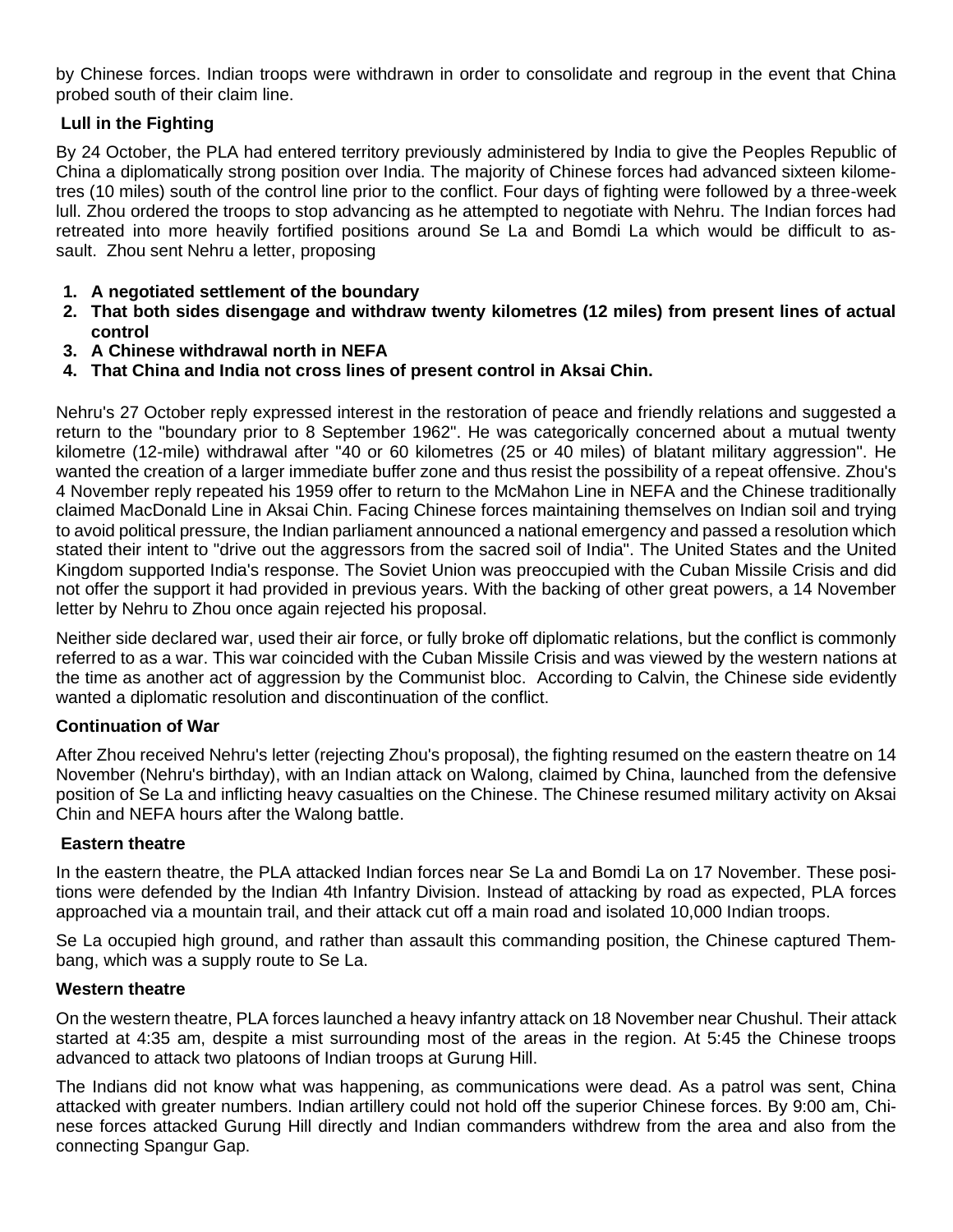by Chinese forces. Indian troops were withdrawn in order to consolidate and regroup in the event that China probed south of their claim line.

### Lull in the Fighting

By 24 October, the PLA had entered territory previously administered by India to give the Peoples Republic of China a diplomatically strong position over India. The majority of Chinese forces had advanced sixteen kilometres (10 miles) south of the control line prior to the conflict. Four days of fighting were followed by a three-week lull. Zhou ordered the troops to stop advancing as he attempted to negotiate with Nehru. The Indian forces had retreated into more heavily fortified positions around Se La and Bomdi La which would be difficult to assault. Zhou sent Nehru a letter, proposing

1. **A negotiated settlement of the boundary**
2. **That both sides disengage and withdraw twenty kilometres (12 miles) from present lines of actual control**
3. **A Chinese withdrawal north in NEFA**
4. **That China and India not cross lines of present control in Aksai Chin.**

Nehru's 27 October reply expressed interest in the restoration of peace and friendly relations and suggested a return to the "boundary prior to 8 September 1962". He was categorically concerned about a mutual twenty kilometre (12-mile) withdrawal after "40 or 60 kilometres (25 or 40 miles) of blatant military aggression". He wanted the creation of a larger immediate buffer zone and thus resist the possibility of a repeat offensive. Zhou's 4 November reply repeated his 1959 offer to return to the McMahon Line in NEFA and the Chinese traditionally claimed MacDonald Line in Aksai Chin. Facing Chinese forces maintaining themselves on Indian soil and trying to avoid political pressure, the Indian parliament announced a national emergency and passed a resolution which stated their intent to "drive out the aggressors from the sacred soil of India". The United States and the United Kingdom supported India's response. The Soviet Union was preoccupied with the Cuban Missile Crisis and did not offer the support it had provided in previous years. With the backing of other great powers, a 14 November letter by Nehru to Zhou once again rejected his proposal.

Neither side declared war, used their air force, or fully broke off diplomatic relations, but the conflict is commonly referred to as a war. This war coincided with the Cuban Missile Crisis and was viewed by the western nations at the time as another act of aggression by the Communist bloc. According to Calvin, the Chinese side evidently wanted a diplomatic resolution and discontinuation of the conflict.

### Continuation of War

After Zhou received Nehru's letter (rejecting Zhou's proposal), the fighting resumed on the eastern theatre on 14 November (Nehru's birthday), with an Indian attack on Walong, claimed by China, launched from the defensive position of Se La and inflicting heavy casualties on the Chinese. The Chinese resumed military activity on Aksai Chin and NEFA hours after the Walong battle.

### Eastern theatre

In the eastern theatre, the PLA attacked Indian forces near Se La and Bomdi La on 17 November. These positions were defended by the Indian 4th Infantry Division. Instead of attacking by road as expected, PLA forces approached via a mountain trail, and their attack cut off a main road and isolated 10,000 Indian troops.

Se La occupied high ground, and rather than assault this commanding position, the Chinese captured Thembang, which was a supply route to Se La.

### Western theatre

On the western theatre, PLA forces launched a heavy infantry attack on 18 November near Chushul. Their attack started at 4:35 am, despite a mist surrounding most of the areas in the region. At 5:45 the Chinese troops advanced to attack two platoons of Indian troops at Gurung Hill.

The Indians did not know what was happening, as communications were dead. As a patrol was sent, China attacked with greater numbers. Indian artillery could not hold off the superior Chinese forces. By 9:00 am, Chinese forces attacked Gurung Hill directly and Indian commanders withdrew from the area and also from the connecting Spangur Gap.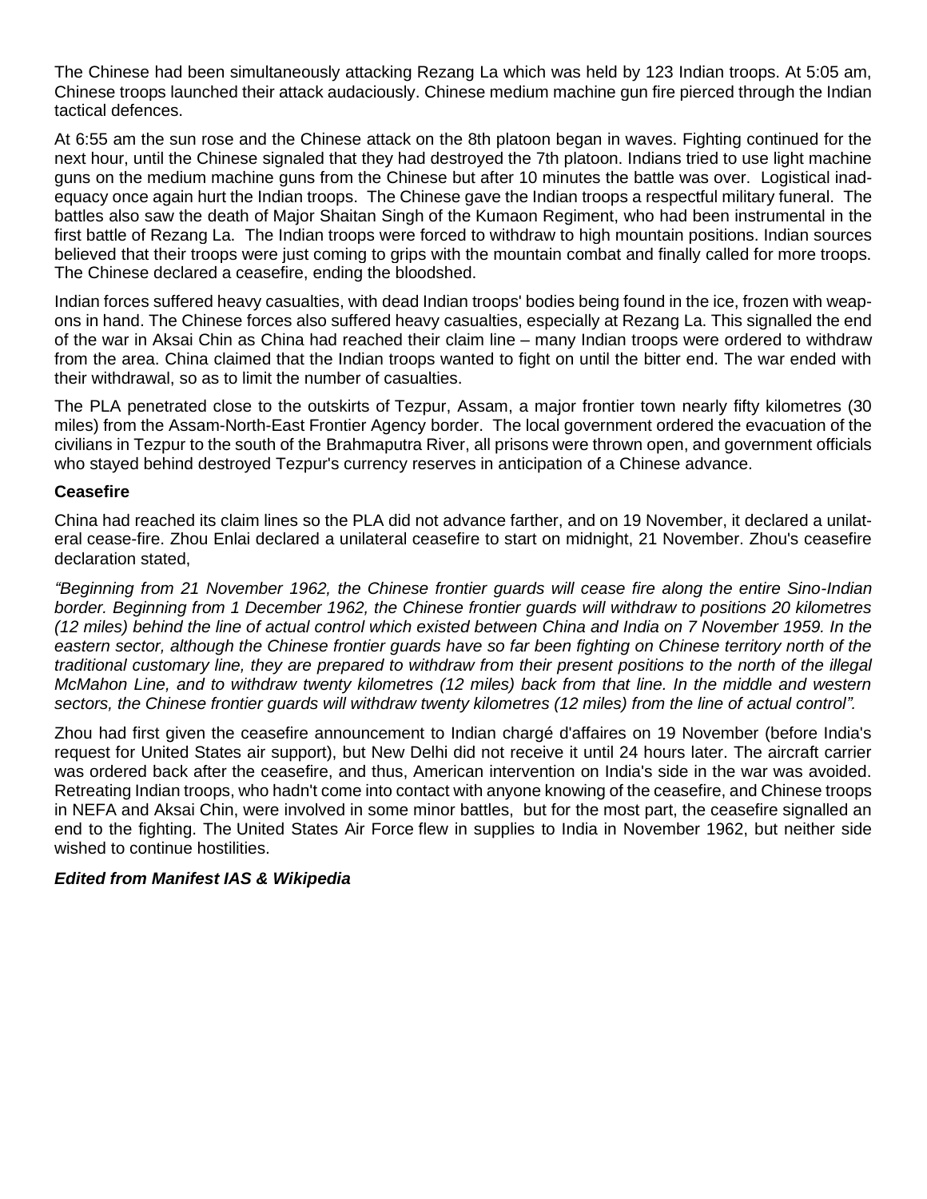The Chinese had been simultaneously attacking Rezang La which was held by 123 Indian troops. At 5:05 am, Chinese troops launched their attack audaciously. Chinese medium machine gun fire pierced through the Indian tactical defences.

At 6:55 am the sun rose and the Chinese attack on the 8th platoon began in waves. Fighting continued for the next hour, until the Chinese signaled that they had destroyed the 7th platoon. Indians tried to use light machine guns on the medium machine guns from the Chinese but after 10 minutes the battle was over. Logistical inadequacy once again hurt the Indian troops. The Chinese gave the Indian troops a respectful military funeral. The battles also saw the death of Major Shaitan Singh of the Kumaon Regiment, who had been instrumental in the first battle of Rezang La. The Indian troops were forced to withdraw to high mountain positions. Indian sources believed that their troops were just coming to grips with the mountain combat and finally called for more troops. The Chinese declared a ceasefire, ending the bloodshed.

Indian forces suffered heavy casualties, with dead Indian troops' bodies being found in the ice, frozen with weapons in hand. The Chinese forces also suffered heavy casualties, especially at Rezang La. This signalled the end of the war in Aksai Chin as China had reached their claim line – many Indian troops were ordered to withdraw from the area. China claimed that the Indian troops wanted to fight on until the bitter end. The war ended with their withdrawal, so as to limit the number of casualties.

The PLA penetrated close to the outskirts of Tezpur, Assam, a major frontier town nearly fifty kilometres (30 miles) from the Assam-North-East Frontier Agency border. The local government ordered the evacuation of the civilians in Tezpur to the south of the Brahmaputra River, all prisons were thrown open, and government officials who stayed behind destroyed Tezpur's currency reserves in anticipation of a Chinese advance.

**Ceasefire**

China had reached its claim lines so the PLA did not advance farther, and on 19 November, it declared a unilateral cease-fire. Zhou Enlai declared a unilateral ceasefire to start on midnight, 21 November. Zhou's ceasefire declaration stated,

*"Beginning from 21 November 1962, the Chinese frontier guards will cease fire along the entire Sino-Indian border. Beginning from 1 December 1962, the Chinese frontier guards will withdraw to positions 20 kilometres (12 miles) behind the line of actual control which existed between China and India on 7 November 1959. In the eastern sector, although the Chinese frontier guards have so far been fighting on Chinese territory north of the traditional customary line, they are prepared to withdraw from their present positions to the north of the illegal McMahon Line, and to withdraw twenty kilometres (12 miles) back from that line. In the middle and western sectors, the Chinese frontier guards will withdraw twenty kilometres (12 miles) from the line of actual control".*

Zhou had first given the ceasefire announcement to Indian chargé d'affaires on 19 November (before India's request for United States air support), but New Delhi did not receive it until 24 hours later. The aircraft carrier was ordered back after the ceasefire, and thus, American intervention on India's side in the war was avoided. Retreating Indian troops, who hadn't come into contact with anyone knowing of the ceasefire, and Chinese troops in NEFA and Aksai Chin, were involved in some minor battles, but for the most part, the ceasefire signalled an end to the fighting. The United States Air Force flew in supplies to India in November 1962, but neither side wished to continue hostilities.

***Edited from Manifest IAS & Wikipedia***